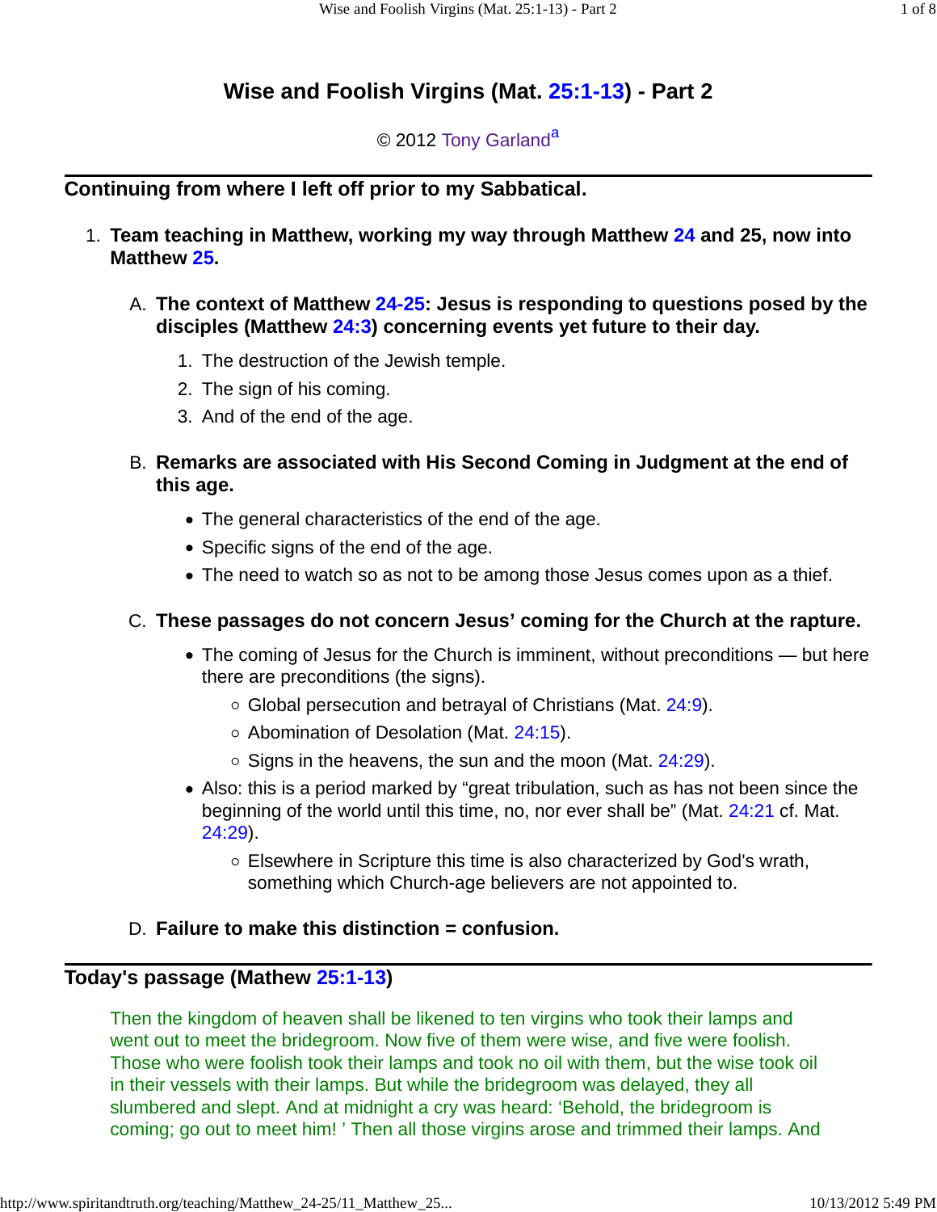# Wise and Foolish Virgins (Mat. 25:1-13) - Part 2

© 2012 Tony Garland[a]

## Continuing from where I left off prior to my Sabbatical.

1. **Team teaching in Matthew, working my way through Matthew 24 and 25, now into Matthew 25.**

   A. **The context of Matthew 24-25: Jesus is responding to questions posed by the disciples (Matthew 24:3) concerning events yet future to their day.**

      1. The destruction of the Jewish temple.
      2. The sign of his coming.
      3. And of the end of the age.

   B. **Remarks are associated with His Second Coming in Judgment at the end of this age.**

      - The general characteristics of the end of the age.
      - Specific signs of the end of the age.
      - The need to watch so as not to be among those Jesus comes upon as a thief.

   C. **These passages do not concern Jesus' coming for the Church at the rapture.**

      - The coming of Jesus for the Church is imminent, without preconditions — but here there are preconditions (the signs).
        - Global persecution and betrayal of Christians (Mat. 24:9).
        - Abomination of Desolation (Mat. 24:15).
        - Signs in the heavens, the sun and the moon (Mat. 24:29).
      - Also: this is a period marked by "great tribulation, such as has not been since the beginning of the world until this time, no, nor ever shall be" (Mat. 24:21 cf. Mat. 24:29).
        - Elsewhere in Scripture this time is also characterized by God's wrath, something which Church-age believers are not appointed to.

   D. **Failure to make this distinction = confusion.**

## Today's passage (Mathew 25:1-13)

Then the kingdom of heaven shall be likened to ten virgins who took their lamps and went out to meet the bridegroom. Now five of them were wise, and five were foolish. Those who were foolish took their lamps and took no oil with them, but the wise took oil in their vessels with their lamps. But while the bridegroom was delayed, they all slumbered and slept. And at midnight a cry was heard: 'Behold, the bridegroom is coming; go out to meet him! ' Then all those virgins arose and trimmed their lamps. And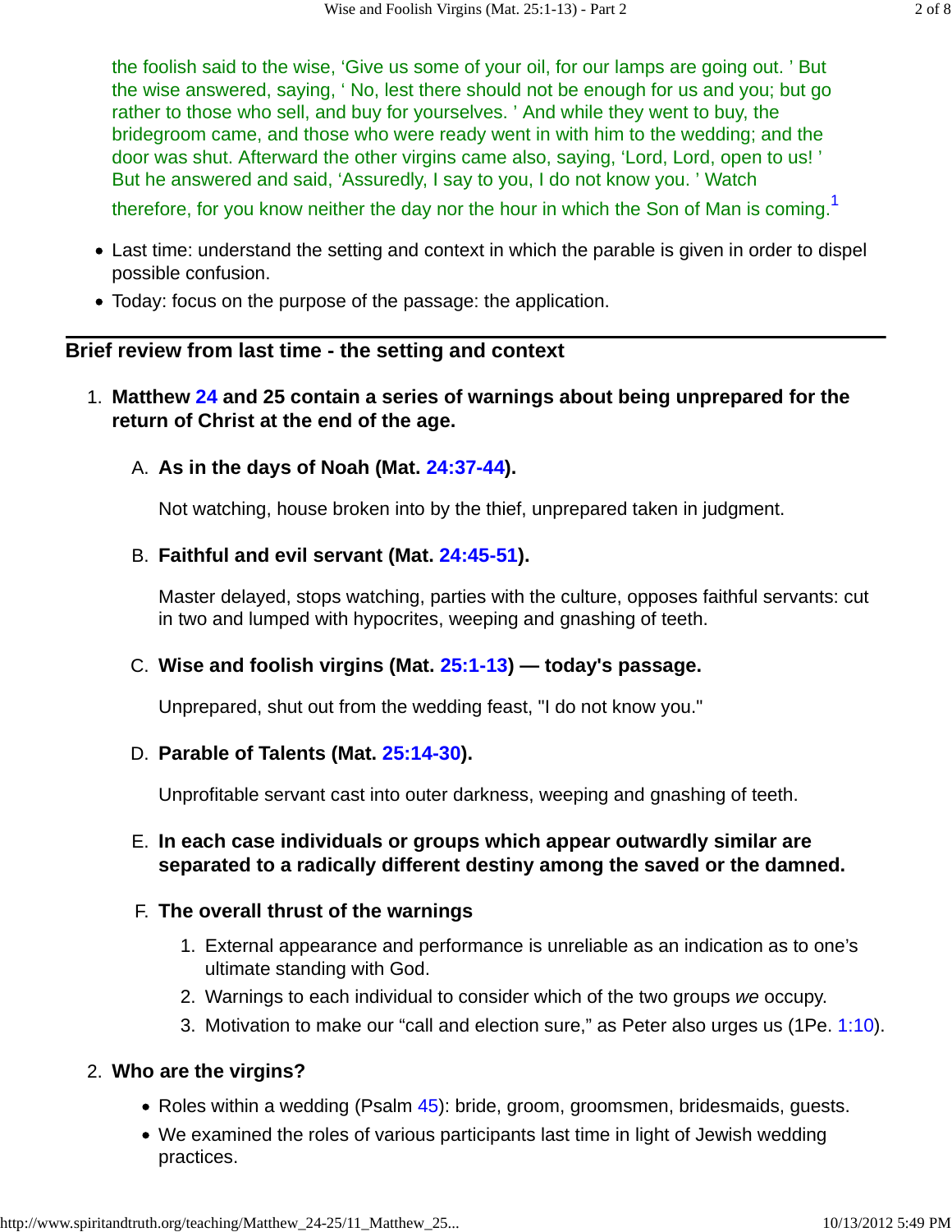the foolish said to the wise, ‘Give us some of your oil, for our lamps are going out. ’ But the wise answered, saying, ‘ No, lest there should not be enough for us and you; but go rather to those who sell, and buy for yourselves. ’ And while they went to buy, the bridegroom came, and those who were ready went in with him to the wedding; and the door was shut. Afterward the other virgins came also, saying, ‘Lord, Lord, open to us! ’ But he answered and said, ‘Assuredly, I say to you, I do not know you. ’ Watch therefore, for you know neither the day nor the hour in which the Son of Man is coming.[1]

- Last time: understand the setting and context in which the parable is given in order to dispel possible confusion.
- Today: focus on the purpose of the passage: the application.

## Brief review from last time - the setting and context

1. **Matthew 24 and 25 contain a series of warnings about being unprepared for the return of Christ at the end of the age.**

   A. **As in the days of Noah (Mat. 24:37-44).**

   Not watching, house broken into by the thief, unprepared taken in judgment.

   B. **Faithful and evil servant (Mat. 24:45-51).**

   Master delayed, stops watching, parties with the culture, opposes faithful servants: cut in two and lumped with hypocrites, weeping and gnashing of teeth.

   C. **Wise and foolish virgins (Mat. 25:1-13) — today's passage.**

   Unprepared, shut out from the wedding feast, "I do not know you."

   D. **Parable of Talents (Mat. 25:14-30).**

   Unprofitable servant cast into outer darkness, weeping and gnashing of teeth.

   E. **In each case individuals or groups which appear outwardly similar are separated to a radically different destiny among the saved or the damned.**

   F. **The overall thrust of the warnings**

      1. External appearance and performance is unreliable as an indication as to one’s ultimate standing with God.
      2. Warnings to each individual to consider which of the two groups *we* occupy.
      3. Motivation to make our “call and election sure,” as Peter also urges us (1Pe. 1:10).

2. **Who are the virgins?**

   - Roles within a wedding (Psalm 45): bride, groom, groomsmen, bridesmaids, guests.
   - We examined the roles of various participants last time in light of Jewish wedding practices.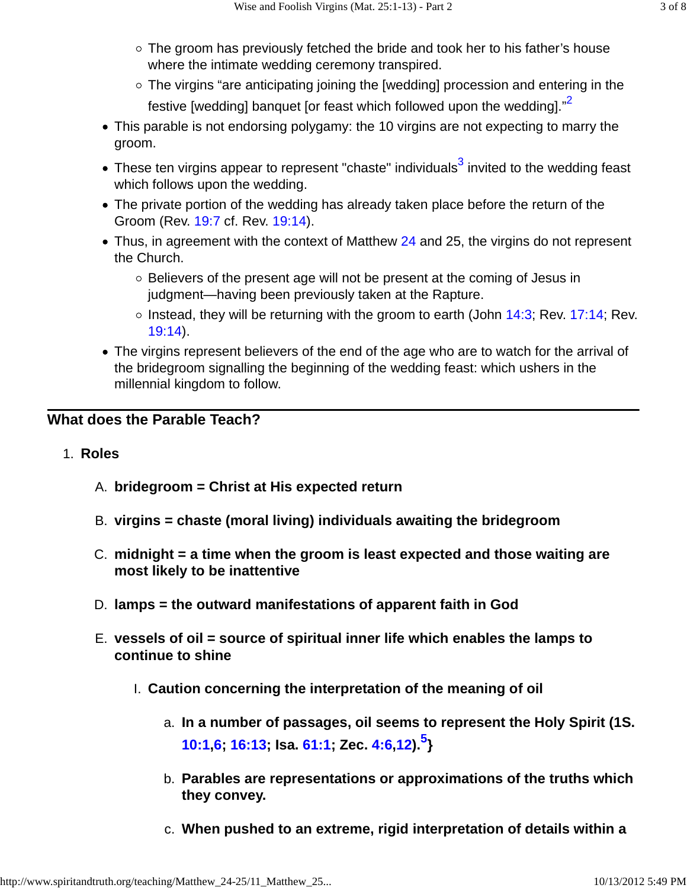- The groom has previously fetched the bride and took her to his father's house where the intimate wedding ceremony transpired.
    - The virgins "are anticipating joining the [wedding] procession and entering in the festive [wedding] banquet [or feast which followed upon the wedding]."[2]
- This parable is not endorsing polygamy: the 10 virgins are not expecting to marry the groom.
- These ten virgins appear to represent "chaste" individuals[3] invited to the wedding feast which follows upon the wedding.
- The private portion of the wedding has already taken place before the return of the Groom (Rev. 19:7 cf. Rev. 19:14).
- Thus, in agreement with the context of Matthew 24 and 25, the virgins do not represent the Church.
    - Believers of the present age will not be present at the coming of Jesus in judgment—having been previously taken at the Rapture.
    - Instead, they will be returning with the groom to earth (John 14:3; Rev. 17:14; Rev. 19:14).
- The virgins represent believers of the end of the age who are to watch for the arrival of the bridegroom signalling the beginning of the wedding feast: which ushers in the millennial kingdom to follow.

---

## What does the Parable Teach?

1. **Roles**

    A. **bridegroom = Christ at His expected return**

    B. **virgins = chaste (moral living) individuals awaiting the bridegroom**

    C. **midnight = a time when the groom is least expected and those waiting are most likely to be inattentive**

    D. **lamps = the outward manifestations of apparent faith in God**

    E. **vessels of oil = source of spiritual inner life which enables the lamps to continue to shine**

    I. **Caution concerning the interpretation of the meaning of oil**

    a. **In a number of passages, oil seems to represent the Holy Spirit (1S. 10:1,6; 16:13; Isa. 61:1; Zec. 4:6,12).[5]}**

    b. **Parables are representations or approximations of the truths which they convey.**

    c. **When pushed to an extreme, rigid interpretation of details within a**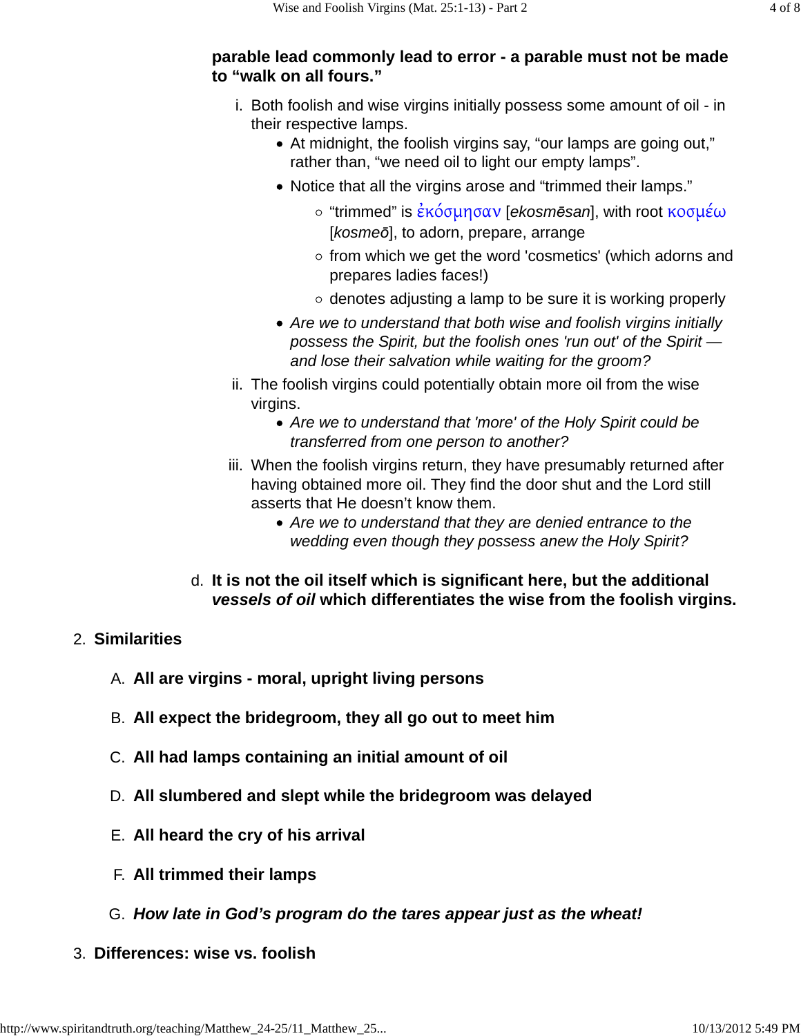**parable lead commonly lead to error - a parable must not be made to “walk on all fours.”**

i. Both foolish and wise virgins initially possess some amount of oil - in their respective lamps.
   - At midnight, the foolish virgins say, “our lamps are going out,” rather than, “we need oil to light our empty lamps”.
   - Notice that all the virgins arose and “trimmed their lamps.”
     - “trimmed” is ἐκόσμησαν [*ekosmēsan*], with root κοσμέω [*kosmeō*], to adorn, prepare, arrange
     - from which we get the word 'cosmetics' (which adorns and prepares ladies faces!)
     - denotes adjusting a lamp to be sure it is working properly
   - *Are we to understand that both wise and foolish virgins initially possess the Spirit, but the foolish ones 'run out' of the Spirit — and lose their salvation while waiting for the groom?*

ii. The foolish virgins could potentially obtain more oil from the wise virgins.
   - *Are we to understand that 'more' of the Holy Spirit could be transferred from one person to another?*

iii. When the foolish virgins return, they have presumably returned after having obtained more oil. They find the door shut and the Lord still asserts that He doesn’t know them.
   - *Are we to understand that they are denied entrance to the wedding even though they possess anew the Holy Spirit?*

d. **It is not the oil itself which is significant here, but the additional *vessels of oil* which differentiates the wise from the foolish virgins.**

2. **Similarities**

   A. **All are virgins - moral, upright living persons**

   B. **All expect the bridegroom, they all go out to meet him**

   C. **All had lamps containing an initial amount of oil**

   D. **All slumbered and slept while the bridegroom was delayed**

   E. **All heard the cry of his arrival**

   F. **All trimmed their lamps**

   G. ***How late in God’s program do the tares appear just as the wheat!***

3. **Differences: wise vs. foolish**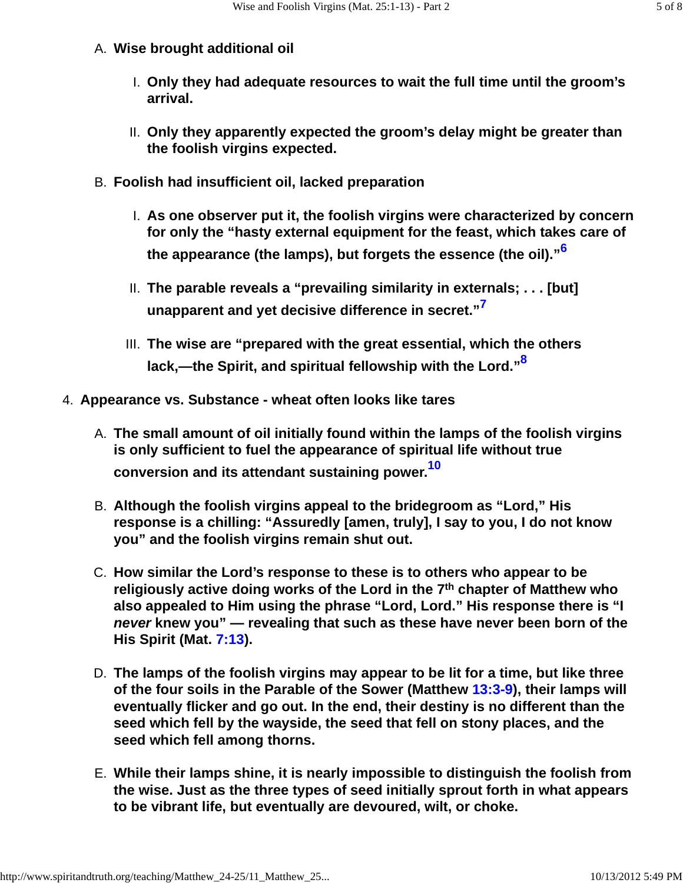A. **Wise brought additional oil**

   I. **Only they had adequate resources to wait the full time until the groom's arrival.**

   II. **Only they apparently expected the groom's delay might be greater than the foolish virgins expected.**

B. **Foolish had insufficient oil, lacked preparation**

   I. **As one observer put it, the foolish virgins were characterized by concern for only the "hasty external equipment for the feast, which takes care of the appearance (the lamps), but forgets the essence (the oil)."[6]**

   II. **The parable reveals a "prevailing similarity in externals; . . . [but] unapparent and yet decisive difference in secret."[7]**

   III. **The wise are "prepared with the great essential, which the others lack,—the Spirit, and spiritual fellowship with the Lord."[8]**

4. **Appearance vs. Substance - wheat often looks like tares**

   A. **The small amount of oil initially found within the lamps of the foolish virgins is only sufficient to fuel the appearance of spiritual life without true conversion and its attendant sustaining power.[10]**

   B. **Although the foolish virgins appeal to the bridegroom as "Lord," His response is a chilling: "Assuredly [amen, truly], I say to you, I do not know you" and the foolish virgins remain shut out.**

   C. **How similar the Lord's response to these is to others who appear to be religiously active doing works of the Lord in the 7th chapter of Matthew who also appealed to Him using the phrase "Lord, Lord." His response there is "I *never* knew you" — revealing that such as these have never been born of the His Spirit (Mat. 7:13).**

   D. **The lamps of the foolish virgins may appear to be lit for a time, but like three of the four soils in the Parable of the Sower (Matthew 13:3-9), their lamps will eventually flicker and go out. In the end, their destiny is no different than the seed which fell by the wayside, the seed that fell on stony places, and the seed which fell among thorns.**

   E. **While their lamps shine, it is nearly impossible to distinguish the foolish from the wise. Just as the three types of seed initially sprout forth in what appears to be vibrant life, but eventually are devoured, wilt, or choke.**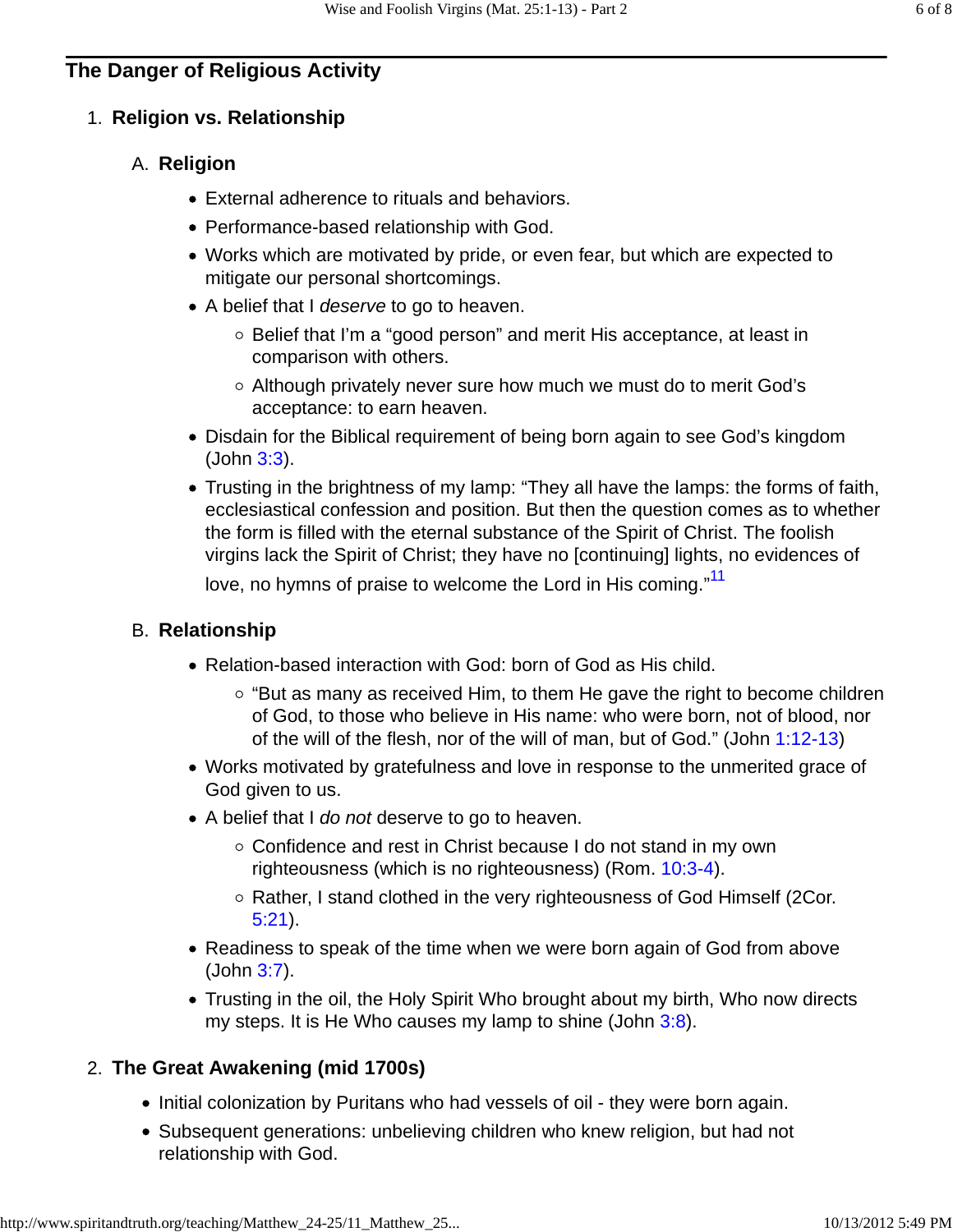## The Danger of Religious Activity

1. **Religion vs. Relationship**

   A. **Religion**

   - External adherence to rituals and behaviors.
   - Performance-based relationship with God.
   - Works which are motivated by pride, or even fear, but which are expected to mitigate our personal shortcomings.
   - A belief that I *deserve* to go to heaven.
     - Belief that I'm a "good person" and merit His acceptance, at least in comparison with others.
     - Although privately never sure how much we must do to merit God's acceptance: to earn heaven.
   - Disdain for the Biblical requirement of being born again to see God's kingdom (John 3:3).
   - Trusting in the brightness of my lamp: "They all have the lamps: the forms of faith, ecclesiastical confession and position. But then the question comes as to whether the form is filled with the eternal substance of the Spirit of Christ. The foolish virgins lack the Spirit of Christ; they have no [continuing] lights, no evidences of love, no hymns of praise to welcome the Lord in His coming."[11]

   B. **Relationship**

   - Relation-based interaction with God: born of God as His child.
     - "But as many as received Him, to them He gave the right to become children of God, to those who believe in His name: who were born, not of blood, nor of the will of the flesh, nor of the will of man, but of God." (John 1:12-13)
   - Works motivated by gratefulness and love in response to the unmerited grace of God given to us.
   - A belief that I *do not* deserve to go to heaven.
     - Confidence and rest in Christ because I do not stand in my own righteousness (which is no righteousness) (Rom. 10:3-4).
     - Rather, I stand clothed in the very righteousness of God Himself (2Cor. 5:21).
   - Readiness to speak of the time when we were born again of God from above (John 3:7).
   - Trusting in the oil, the Holy Spirit Who brought about my birth, Who now directs my steps. It is He Who causes my lamp to shine (John 3:8).

2. **The Great Awakening (mid 1700s)**

   - Initial colonization by Puritans who had vessels of oil - they were born again.
   - Subsequent generations: unbelieving children who knew religion, but had not relationship with God.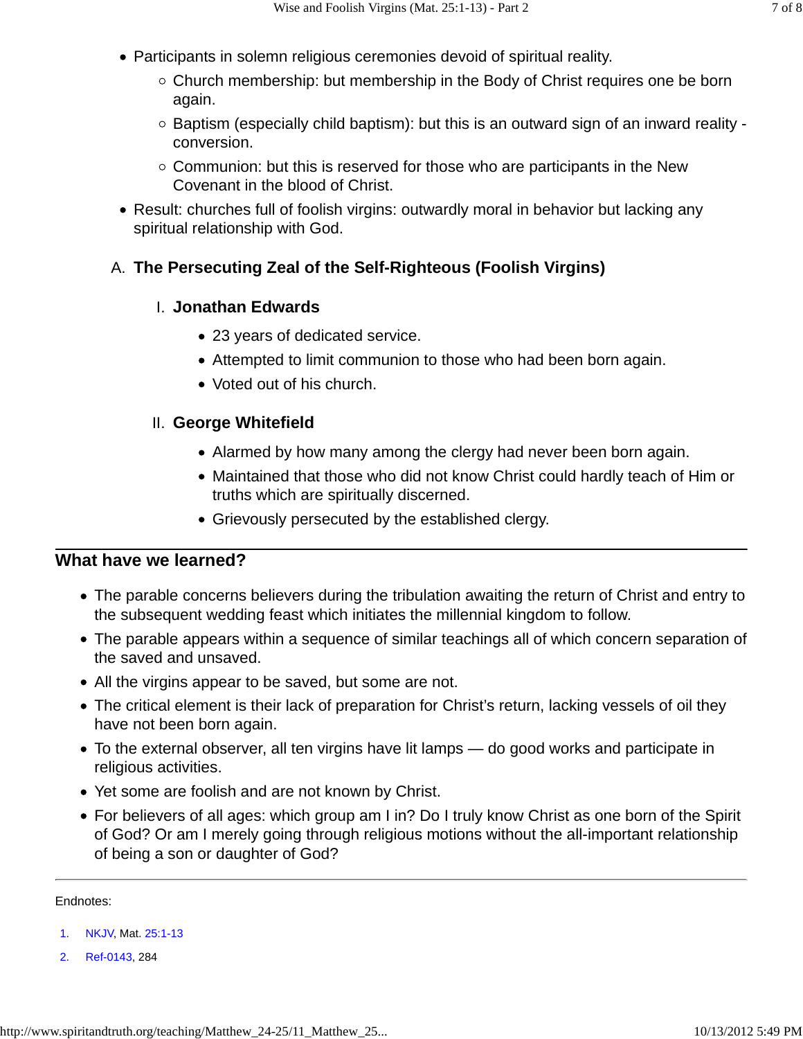- Participants in solemn religious ceremonies devoid of spiritual reality.
  - Church membership: but membership in the Body of Christ requires one be born again.
  - Baptism (especially child baptism): but this is an outward sign of an inward reality - conversion.
  - Communion: but this is reserved for those who are participants in the New Covenant in the blood of Christ.
- Result: churches full of foolish virgins: outwardly moral in behavior but lacking any spiritual relationship with God.

### A. The Persecuting Zeal of the Self-Righteous (Foolish Virgins)

#### I. Jonathan Edwards

- 23 years of dedicated service.
- Attempted to limit communion to those who had been born again.
- Voted out of his church.

#### II. George Whitefield

- Alarmed by how many among the clergy had never been born again.
- Maintained that those who did not know Christ could hardly teach of Him or truths which are spiritually discerned.
- Grievously persecuted by the established clergy.

---

## What have we learned?

- The parable concerns believers during the tribulation awaiting the return of Christ and entry to the subsequent wedding feast which initiates the millennial kingdom to follow.
- The parable appears within a sequence of similar teachings all of which concern separation of the saved and unsaved.
- All the virgins appear to be saved, but some are not.
- The critical element is their lack of preparation for Christ's return, lacking vessels of oil they have not been born again.
- To the external observer, all ten virgins have lit lamps — do good works and participate in religious activities.
- Yet some are foolish and are not known by Christ.
- For believers of all ages: which group am I in? Do I truly know Christ as one born of the Spirit of God? Or am I merely going through religious motions without the all-important relationship of being a son or daughter of God?

---

Endnotes:

1. NKJV, Mat. 25:1-13
2. Ref-0143, 284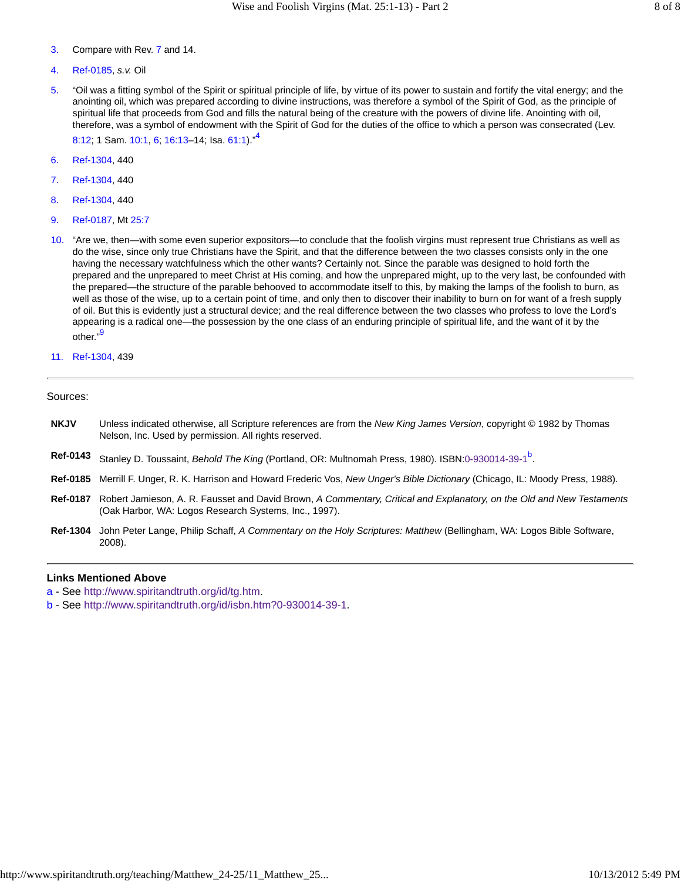3. Compare with Rev. 7 and 14.
4. Ref-0185, *s.v.* Oil
5. "Oil was a fitting symbol of the Spirit or spiritual principle of life, by virtue of its power to sustain and fortify the vital energy; and the anointing oil, which was prepared according to divine instructions, was therefore a symbol of the Spirit of God, as the principle of spiritual life that proceeds from God and fills the natural being of the creature with the powers of divine life. Anointing with oil, therefore, was a symbol of endowment with the Spirit of God for the duties of the office to which a person was consecrated (Lev. 8:12; 1 Sam. 10:1, 6; 16:13–14; Isa. 61:1)."[4]
6. Ref-1304, 440
7. Ref-1304, 440
8. Ref-1304, 440
9. Ref-0187, Mt 25:7
10. "Are we, then—with some even superior expositors—to conclude that the foolish virgins must represent true Christians as well as do the wise, since only true Christians have the Spirit, and that the difference between the two classes consists only in the one having the necessary watchfulness which the other wants? Certainly not. Since the parable was designed to hold forth the prepared and the unprepared to meet Christ at His coming, and how the unprepared might, up to the very last, be confounded with the prepared—the structure of the parable behooved to accommodate itself to this, by making the lamps of the foolish to burn, as well as those of the wise, up to a certain point of time, and only then to discover their inability to burn on for want of a fresh supply of oil. But this is evidently just a structural device; and the real difference between the two classes who profess to love the Lord's appearing is a radical one—the possession by the one class of an enduring principle of spiritual life, and the want of it by the other."[9]
11. Ref-1304, 439

---

Sources:

| | |
|---|---|
| **NKJV** | Unless indicated otherwise, all Scripture references are from the *New King James Version*, copyright © 1982 by Thomas Nelson, Inc. Used by permission. All rights reserved. |
| **Ref-0143** | Stanley D. Toussaint, *Behold The King* (Portland, OR: Multnomah Press, 1980). ISBN:0-930014-39-1[b]. |
| **Ref-0185** | Merrill F. Unger, R. K. Harrison and Howard Frederic Vos, *New Unger's Bible Dictionary* (Chicago, IL: Moody Press, 1988). |
| **Ref-0187** | Robert Jamieson, A. R. Fausset and David Brown, *A Commentary, Critical and Explanatory, on the Old and New Testaments* (Oak Harbor, WA: Logos Research Systems, Inc., 1997). |
| **Ref-1304** | John Peter Lange, Philip Schaff, *A Commentary on the Holy Scriptures: Matthew* (Bellingham, WA: Logos Bible Software, 2008). |

---

**Links Mentioned Above**

a - See http://www.spiritandtruth.org/id/tg.htm.
b - See http://www.spiritandtruth.org/id/isbn.htm?0-930014-39-1.